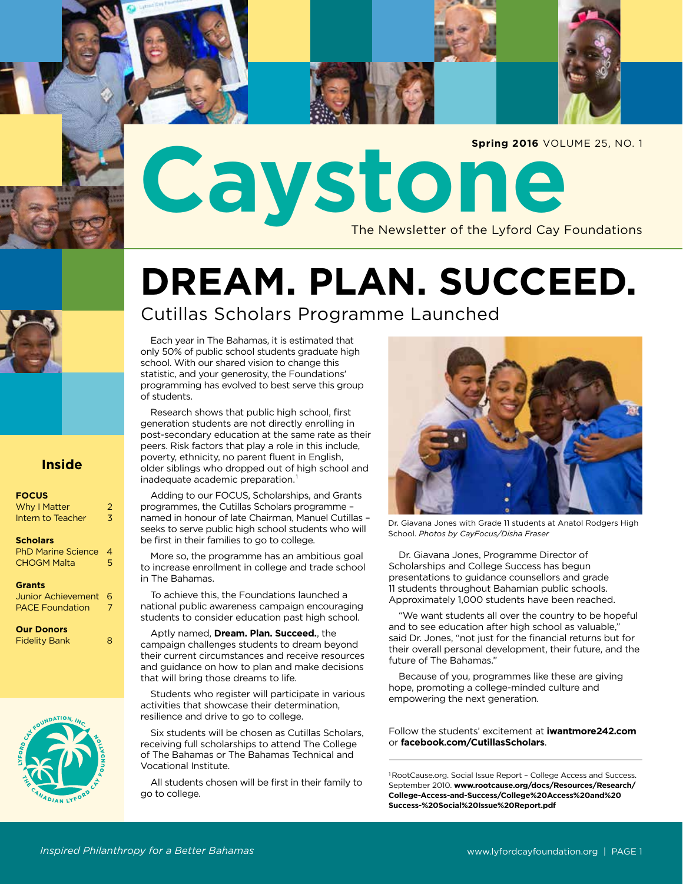**Spring 2016** VOLUME 25, NO. 1

# Caystone

The Newsletter of the Lyford Cay Foundations

## Inside

**FOCUS**
Why I Matter 2
Intern to Teacher 3

**Scholars**
PhD Marine Science 4
CHOGM Malta 5

**Grants**
Junior Achievement 6
PACE Foundation 7

**Our Donors**
Fidelity Bank 8

# DREAM. PLAN. SUCCEED.

## Cutillas Scholars Programme Launched

Each year in The Bahamas, it is estimated that only 50% of public school students graduate high school. With our shared vision to change this statistic, and your generosity, the Foundations' programming has evolved to best serve this group of students.

Research shows that public high school, first generation students are not directly enrolling in post-secondary education at the same rate as their peers. Risk factors that play a role in this include, poverty, ethnicity, no parent fluent in English, older siblings who dropped out of high school and inadequate academic preparation.[1]

Adding to our FOCUS, Scholarships, and Grants programmes, the Cutillas Scholars programme – named in honour of late Chairman, Manuel Cutillas – seeks to serve public high school students who will be first in their families to go to college.

More so, the programme has an ambitious goal to increase enrollment in college and trade school in The Bahamas.

To achieve this, the Foundations launched a national public awareness campaign encouraging students to consider education past high school.

Aptly named, **Dream. Plan. Succeed.**, the campaign challenges students to dream beyond their current circumstances and receive resources and guidance on how to plan and make decisions that will bring those dreams to life.

Students who register will participate in various activities that showcase their determination, resilience and drive to go to college.

Six students will be chosen as Cutillas Scholars, receiving full scholarships to attend The College of The Bahamas or The Bahamas Technical and Vocational Institute.

All students chosen will be first in their family to go to college.

Dr. Giavana Jones with Grade 11 students at Anatol Rodgers High School. *Photos by CayFocus/Disha Fraser*

Dr. Giavana Jones, Programme Director of Scholarships and College Success has begun presentations to guidance counsellors and grade 11 students throughout Bahamian public schools. Approximately 1,000 students have been reached.

"We want students all over the country to be hopeful and to see education after high school as valuable," said Dr. Jones, "not just for the financial returns but for their overall personal development, their future, and the future of The Bahamas."

Because of you, programmes like these are giving hope, promoting a college-minded culture and empowering the next generation.

Follow the students' excitement at **iwantmore242.com** or **facebook.com/CutillasScholars**.

---

[1] RootCause.org. Social Issue Report – College Access and Success. September 2010. **www.rootcause.org/docs/Resources/Research/College-Access-and-Success/College%20Access%20and%20Success-%20Social%20Issue%20Report.pdf**

*Inspired Philanthropy for a Better Bahamas*

www.lyfordcayfoundation.org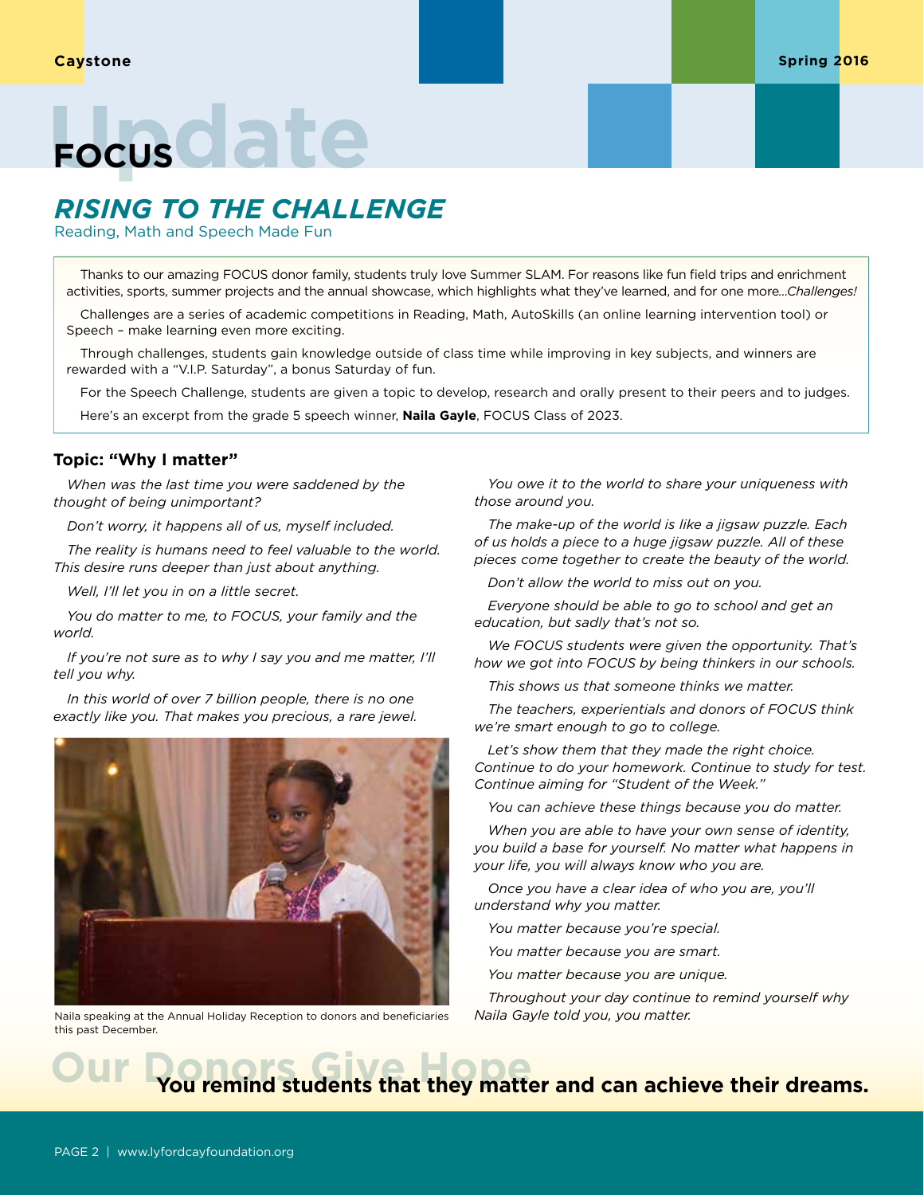# FOCUS

## *RISING TO THE CHALLENGE*

Reading, Math and Speech Made Fun

Thanks to our amazing FOCUS donor family, students truly love Summer SLAM. For reasons like fun field trips and enrichment activities, sports, summer projects and the annual showcase, which highlights what they've learned, and for one more...*Challenges!*

Challenges are a series of academic competitions in Reading, Math, AutoSkills (an online learning intervention tool) or Speech – make learning even more exciting.

Through challenges, students gain knowledge outside of class time while improving in key subjects, and winners are rewarded with a "V.I.P. Saturday", a bonus Saturday of fun.

For the Speech Challenge, students are given a topic to develop, research and orally present to their peers and to judges.

Here's an excerpt from the grade 5 speech winner, **Naila Gayle**, FOCUS Class of 2023.

### Topic: "Why I matter"

*When was the last time you were saddened by the thought of being unimportant?*

*Don't worry, it happens all of us, myself included.*

*The reality is humans need to feel valuable to the world. This desire runs deeper than just about anything.*

*Well, I'll let you in on a little secret.*

*You do matter to me, to FOCUS, your family and the world.*

*If you're not sure as to why I say you and me matter, I'll tell you why.*

*In this world of over 7 billion people, there is no one exactly like you. That makes you precious, a rare jewel.*

Naila speaking at the Annual Holiday Reception to donors and beneficiaries this past December.

*You owe it to the world to share your uniqueness with those around you.*

*The make-up of the world is like a jigsaw puzzle. Each of us holds a piece to a huge jigsaw puzzle. All of these pieces come together to create the beauty of the world.*

*Don't allow the world to miss out on you.*

*Everyone should be able to go to school and get an education, but sadly that's not so.*

*We FOCUS students were given the opportunity. That's how we got into FOCUS by being thinkers in our schools.*

*This shows us that someone thinks we matter.*

*The teachers, experientials and donors of FOCUS think we're smart enough to go to college.*

*Let's show them that they made the right choice. Continue to do your homework. Continue to study for test. Continue aiming for "Student of the Week."*

*You can achieve these things because you do matter.*

*When you are able to have your own sense of identity, you build a base for yourself. No matter what happens in your life, you will always know who you are.*

*Once you have a clear idea of who you are, you'll understand why you matter.*

*You matter because you're special.*

*You matter because you are smart.*

*You matter because you are unique.*

*Throughout your day continue to remind yourself why Naila Gayle told you, you matter.*

## Our Donors Give Hope

**You remind students that they matter and can achieve their dreams.**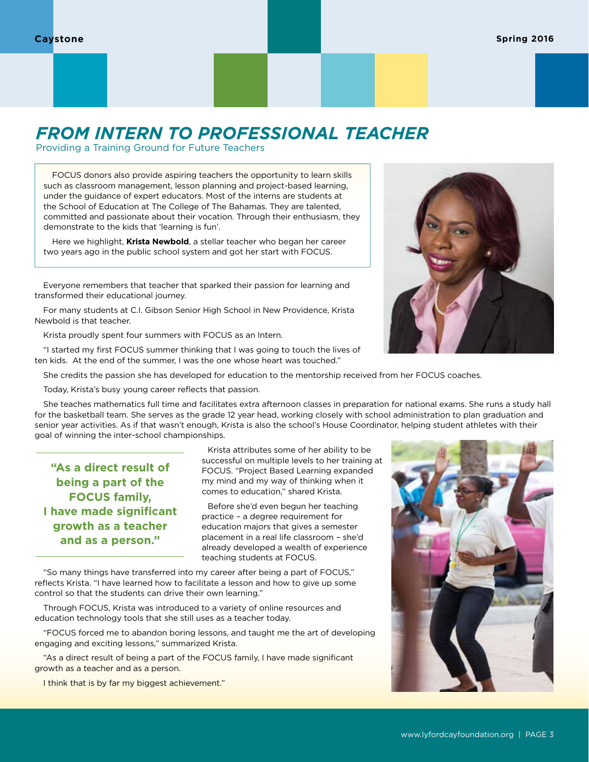# FROM INTERN TO PROFESSIONAL TEACHER

Providing a Training Ground for Future Teachers

FOCUS donors also provide aspiring teachers the opportunity to learn skills such as classroom management, lesson planning and project-based learning, under the guidance of expert educators. Most of the interns are students at the School of Education at The College of The Bahamas. They are talented, committed and passionate about their vocation. Through their enthusiasm, they demonstrate to the kids that 'learning is fun'.

Here we highlight, **Krista Newbold**, a stellar teacher who began her career two years ago in the public school system and got her start with FOCUS.

Everyone remembers that teacher that sparked their passion for learning and transformed their educational journey.

For many students at C.I. Gibson Senior High School in New Providence, Krista Newbold is that teacher.

Krista proudly spent four summers with FOCUS as an Intern.

"I started my first FOCUS summer thinking that I was going to touch the lives of ten kids. At the end of the summer, I was the one whose heart was touched."

She credits the passion she has developed for education to the mentorship received from her FOCUS coaches.

Today, Krista's busy young career reflects that passion.

She teaches mathematics full time and facilitates extra afternoon classes in preparation for national exams. She runs a study hall for the basketball team. She serves as the grade 12 year head, working closely with school administration to plan graduation and senior year activities. As if that wasn't enough, Krista is also the school's House Coordinator, helping student athletes with their goal of winning the inter-school championships.

> **"As a direct result of being a part of the FOCUS family, I have made significant growth as a teacher and as a person."**

Krista attributes some of her ability to be successful on multiple levels to her training at FOCUS. "Project Based Learning expanded my mind and my way of thinking when it comes to education," shared Krista.

Before she'd even begun her teaching practice – a degree requirement for education majors that gives a semester placement in a real life classroom – she'd already developed a wealth of experience teaching students at FOCUS.

"So many things have transferred into my career after being a part of FOCUS," reflects Krista. "I have learned how to facilitate a lesson and how to give up some control so that the students can drive their own learning."

Through FOCUS, Krista was introduced to a variety of online resources and education technology tools that she still uses as a teacher today.

"FOCUS forced me to abandon boring lessons, and taught me the art of developing engaging and exciting lessons," summarized Krista.

"As a direct result of being a part of the FOCUS family, I have made significant growth as a teacher and as a person.

I think that is by far my biggest achievement."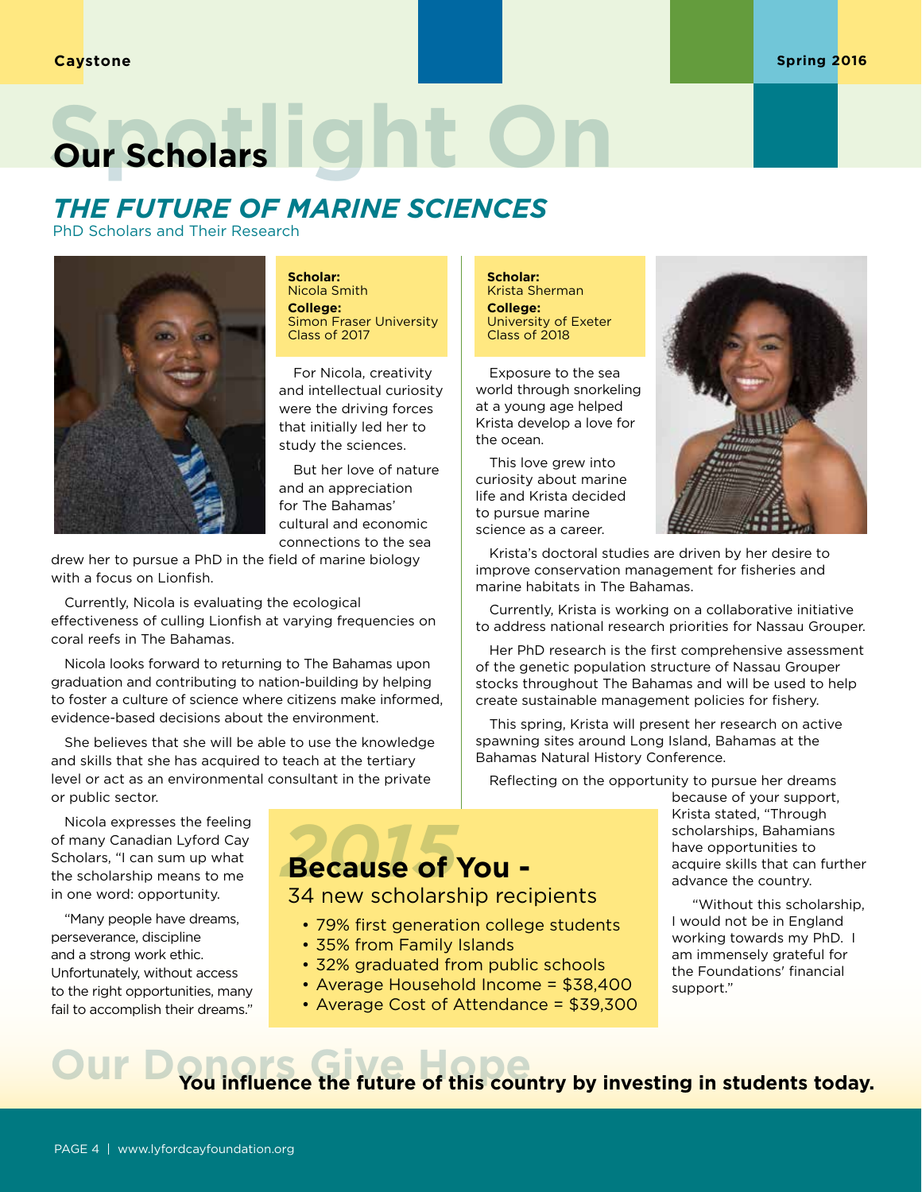# Spotlight On Our Scholars

## *THE FUTURE OF MARINE SCIENCES*

PhD Scholars and Their Research

**Scholar:**
Nicola Smith
**College:**
Simon Fraser University
Class of 2017

For Nicola, creativity and intellectual curiosity were the driving forces that initially led her to study the sciences.

But her love of nature and an appreciation for The Bahamas' cultural and economic connections to the sea drew her to pursue a PhD in the field of marine biology with a focus on Lionfish.

Currently, Nicola is evaluating the ecological effectiveness of culling Lionfish at varying frequencies on coral reefs in The Bahamas.

Nicola looks forward to returning to The Bahamas upon graduation and contributing to nation-building by helping to foster a culture of science where citizens make informed, evidence-based decisions about the environment.

She believes that she will be able to use the knowledge and skills that she has acquired to teach at the tertiary level or act as an environmental consultant in the private or public sector.

Nicola expresses the feeling of many Canadian Lyford Cay Scholars, "I can sum up what the scholarship means to me in one word: opportunity.

"Many people have dreams, perseverance, discipline and a strong work ethic. Unfortunately, without access to the right opportunities, many fail to accomplish their dreams."

**Scholar:**
Krista Sherman
**College:**
University of Exeter
Class of 2018

Exposure to the sea world through snorkeling at a young age helped Krista develop a love for the ocean.

This love grew into curiosity about marine life and Krista decided to pursue marine science as a career.

Krista's doctoral studies are driven by her desire to improve conservation management for fisheries and marine habitats in The Bahamas.

Currently, Krista is working on a collaborative initiative to address national research priorities for Nassau Grouper.

Her PhD research is the first comprehensive assessment of the genetic population structure of Nassau Grouper stocks throughout The Bahamas and will be used to help create sustainable management policies for fishery.

This spring, Krista will present her research on active spawning sites around Long Island, Bahamas at the Bahamas Natural History Conference.

Reflecting on the opportunity to pursue her dreams because of your support, Krista stated, "Through scholarships, Bahamians have opportunities to acquire skills that can further advance the country.

"Without this scholarship, I would not be in England working towards my PhD. I am immensely grateful for the Foundations' financial support."

## 2015 Because of You -

34 new scholarship recipients

- 79% first generation college students
- 35% from Family Islands
- 32% graduated from public schools
- Average Household Income = $38,400
- Average Cost of Attendance = $39,300

## Our Donors Give Hope

**You influence the future of this country by investing in students today.**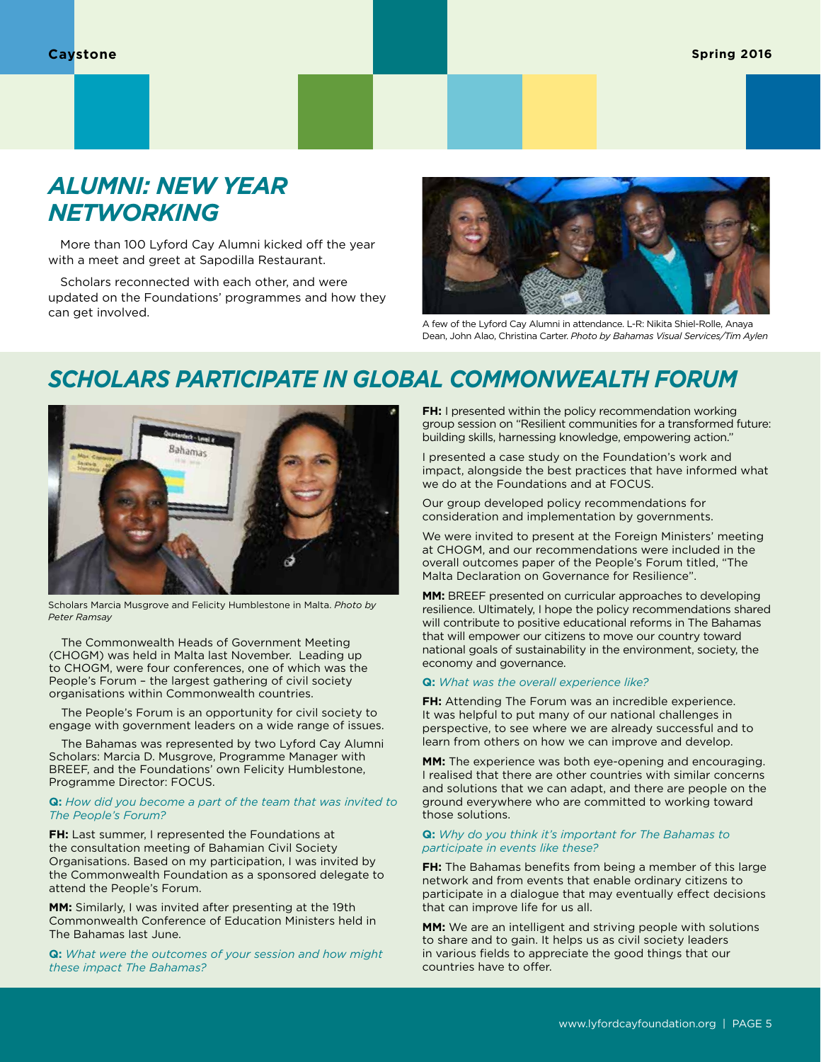## ALUMNI: NEW YEAR NETWORKING

More than 100 Lyford Cay Alumni kicked off the year with a meet and greet at Sapodilla Restaurant.

Scholars reconnected with each other, and were updated on the Foundations' programmes and how they can get involved.

A few of the Lyford Cay Alumni in attendance. L-R: Nikita Shiel-Rolle, Anaya Dean, John Alao, Christina Carter. *Photo by Bahamas Visual Services/Tim Aylen*

## SCHOLARS PARTICIPATE IN GLOBAL COMMONWEALTH FORUM

Scholars Marcia Musgrove and Felicity Humblestone in Malta. *Photo by Peter Ramsay*

The Commonwealth Heads of Government Meeting (CHOGM) was held in Malta last November. Leading up to CHOGM, were four conferences, one of which was the People's Forum – the largest gathering of civil society organisations within Commonwealth countries.

The People's Forum is an opportunity for civil society to engage with government leaders on a wide range of issues.

The Bahamas was represented by two Lyford Cay Alumni Scholars: Marcia D. Musgrove, Programme Manager with BREEF, and the Foundations' own Felicity Humblestone, Programme Director: FOCUS.

**Q:** *How did you become a part of the team that was invited to The People's Forum?*

**FH:** Last summer, I represented the Foundations at the consultation meeting of Bahamian Civil Society Organisations. Based on my participation, I was invited by the Commonwealth Foundation as a sponsored delegate to attend the People's Forum.

**MM:** Similarly, I was invited after presenting at the 19th Commonwealth Conference of Education Ministers held in The Bahamas last June.

**Q:** *What were the outcomes of your session and how might these impact The Bahamas?*

**FH:** I presented within the policy recommendation working group session on "Resilient communities for a transformed future: building skills, harnessing knowledge, empowering action."

I presented a case study on the Foundation's work and impact, alongside the best practices that have informed what we do at the Foundations and at FOCUS.

Our group developed policy recommendations for consideration and implementation by governments.

We were invited to present at the Foreign Ministers' meeting at CHOGM, and our recommendations were included in the overall outcomes paper of the People's Forum titled, "The Malta Declaration on Governance for Resilience".

**MM:** BREEF presented on curricular approaches to developing resilience. Ultimately, I hope the policy recommendations shared will contribute to positive educational reforms in The Bahamas that will empower our citizens to move our country toward national goals of sustainability in the environment, society, the economy and governance.

**Q:** *What was the overall experience like?*

**FH:** Attending The Forum was an incredible experience. It was helpful to put many of our national challenges in perspective, to see where we are already successful and to learn from others on how we can improve and develop.

**MM:** The experience was both eye-opening and encouraging. I realised that there are other countries with similar concerns and solutions that we can adapt, and there are people on the ground everywhere who are committed to working toward those solutions.

**Q:** *Why do you think it's important for The Bahamas to participate in events like these?*

**FH:** The Bahamas benefits from being a member of this large network and from events that enable ordinary citizens to participate in a dialogue that may eventually effect decisions that can improve life for us all.

**MM:** We are an intelligent and striving people with solutions to share and to gain. It helps us as civil society leaders in various fields to appreciate the good things that our countries have to offer.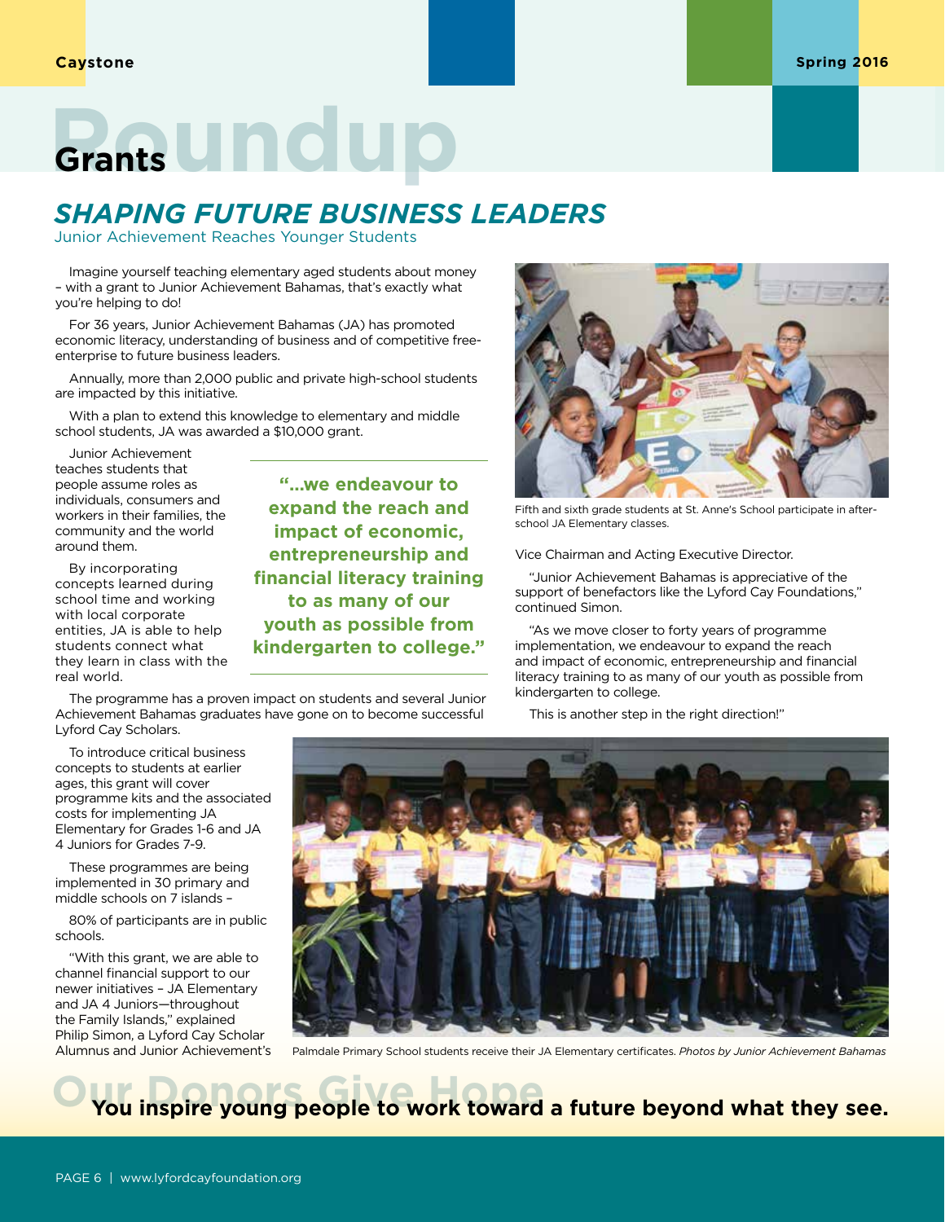# Grants Roundup

## SHAPING FUTURE BUSINESS LEADERS

Junior Achievement Reaches Younger Students

Imagine yourself teaching elementary aged students about money – with a grant to Junior Achievement Bahamas, that's exactly what you're helping to do!

For 36 years, Junior Achievement Bahamas (JA) has promoted economic literacy, understanding of business and of competitive free-enterprise to future business leaders.

Annually, more than 2,000 public and private high-school students are impacted by this initiative.

With a plan to extend this knowledge to elementary and middle school students, JA was awarded a $10,000 grant.

Junior Achievement teaches students that people assume roles as individuals, consumers and workers in their families, the community and the world around them.

By incorporating concepts learned during school time and working with local corporate entities, JA is able to help students connect what they learn in class with the real world.

**"...we endeavour to expand the reach and impact of economic, entrepreneurship and financial literacy training to as many of our youth as possible from kindergarten to college."**

The programme has a proven impact on students and several Junior Achievement Bahamas graduates have gone on to become successful Lyford Cay Scholars.

To introduce critical business concepts to students at earlier ages, this grant will cover programme kits and the associated costs for implementing JA Elementary for Grades 1-6 and JA 4 Juniors for Grades 7-9.

These programmes are being implemented in 30 primary and middle schools on 7 islands –

80% of participants are in public schools.

"With this grant, we are able to channel financial support to our newer initiatives – JA Elementary and JA 4 Juniors—throughout the Family Islands," explained Philip Simon, a Lyford Cay Scholar Alumnus and Junior Achievement's Vice Chairman and Acting Executive Director.

"Junior Achievement Bahamas is appreciative of the support of benefactors like the Lyford Cay Foundations," continued Simon.

"As we move closer to forty years of programme implementation, we endeavour to expand the reach and impact of economic, entrepreneurship and financial literacy training to as many of our youth as possible from kindergarten to college.

This is another step in the right direction!"

Fifth and sixth grade students at St. Anne's School participate in after-school JA Elementary classes.

Palmdale Primary School students receive their JA Elementary certificates. *Photos by Junior Achievement Bahamas*

## Our Donors Give Hope

**You inspire young people to work toward a future beyond what they see.**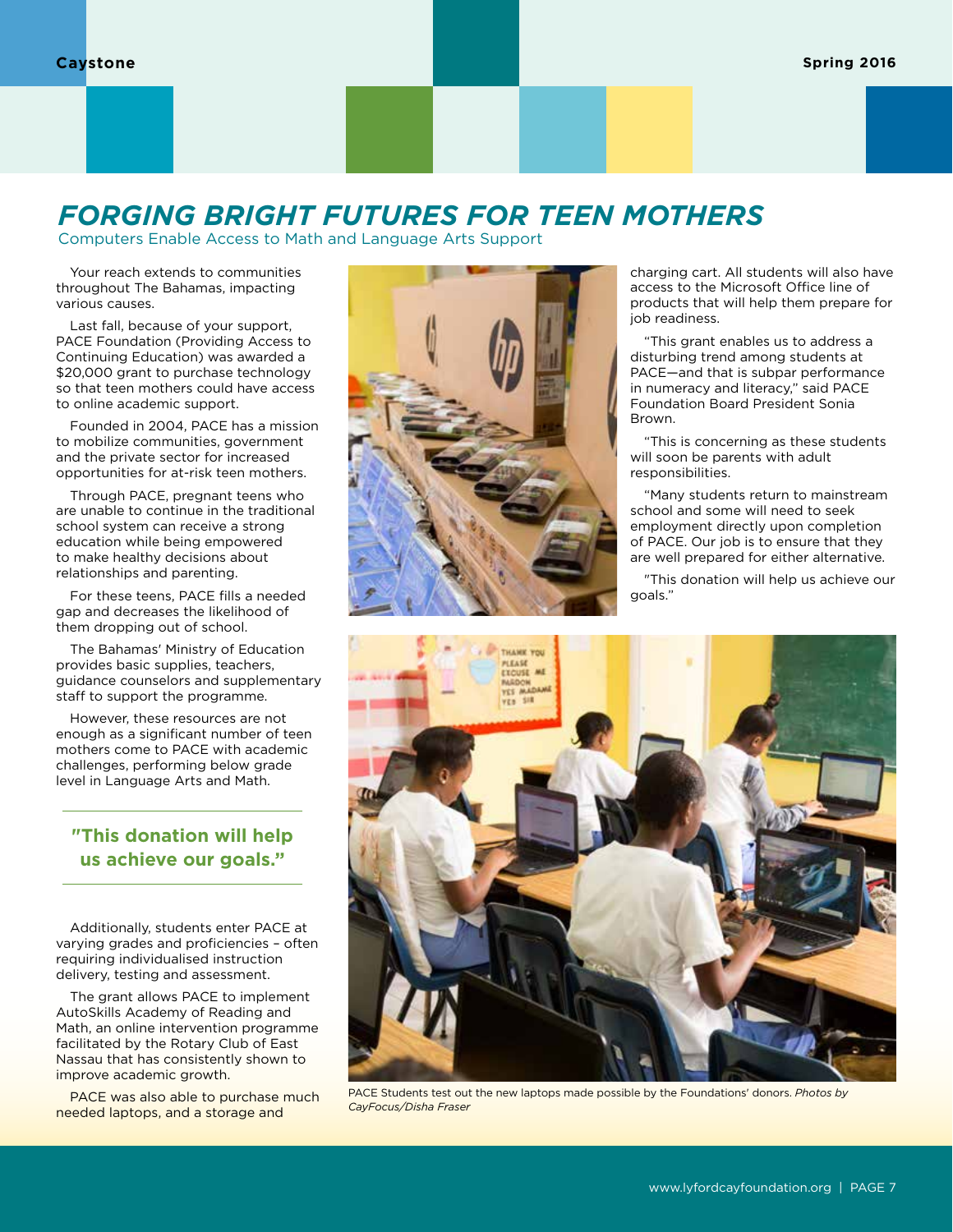# FORGING BRIGHT FUTURES FOR TEEN MOTHERS

Computers Enable Access to Math and Language Arts Support

Your reach extends to communities throughout The Bahamas, impacting various causes.

Last fall, because of your support, PACE Foundation (Providing Access to Continuing Education) was awarded a $20,000 grant to purchase technology so that teen mothers could have access to online academic support.

Founded in 2004, PACE has a mission to mobilize communities, government and the private sector for increased opportunities for at-risk teen mothers.

Through PACE, pregnant teens who are unable to continue in the traditional school system can receive a strong education while being empowered to make healthy decisions about relationships and parenting.

For these teens, PACE fills a needed gap and decreases the likelihood of them dropping out of school.

The Bahamas' Ministry of Education provides basic supplies, teachers, guidance counselors and supplementary staff to support the programme.

However, these resources are not enough as a significant number of teen mothers come to PACE with academic challenges, performing below grade level in Language Arts and Math.

> **"This donation will help us achieve our goals."**

Additionally, students enter PACE at varying grades and proficiencies – often requiring individualised instruction delivery, testing and assessment.

The grant allows PACE to implement AutoSkills Academy of Reading and Math, an online intervention programme facilitated by the Rotary Club of East Nassau that has consistently shown to improve academic growth.

PACE was also able to purchase much needed laptops, and a storage and charging cart. All students will also have access to the Microsoft Office line of products that will help them prepare for job readiness.

"This grant enables us to address a disturbing trend among students at PACE—and that is subpar performance in numeracy and literacy," said PACE Foundation Board President Sonia Brown.

"This is concerning as these students will soon be parents with adult responsibilities.

"Many students return to mainstream school and some will need to seek employment directly upon completion of PACE. Our job is to ensure that they are well prepared for either alternative.

"This donation will help us achieve our goals."

PACE Students test out the new laptops made possible by the Foundations' donors. *Photos by CayFocus/Disha Fraser*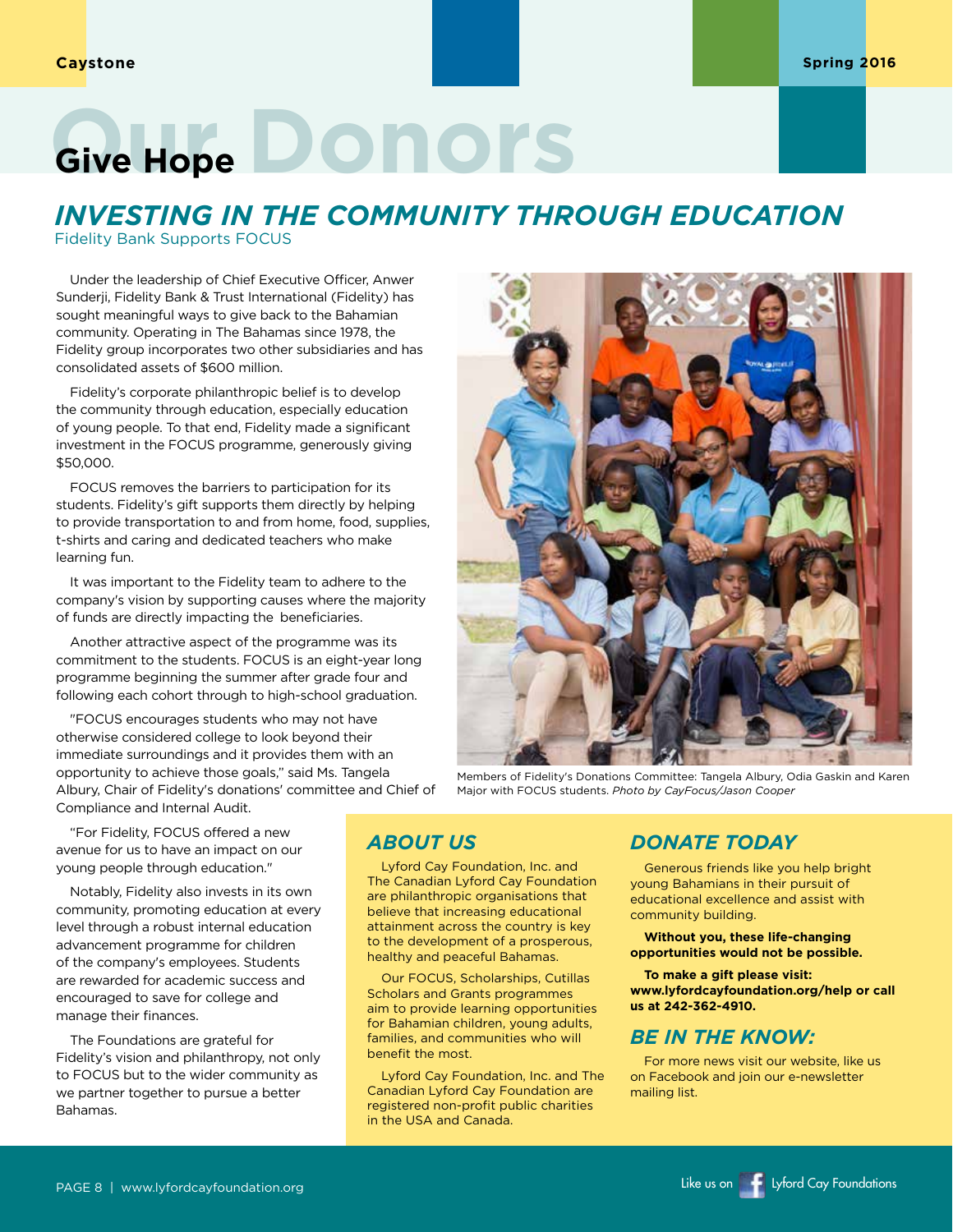# Our Donors Give Hope

## INVESTING IN THE COMMUNITY THROUGH EDUCATION

Fidelity Bank Supports FOCUS

Under the leadership of Chief Executive Officer, Anwer Sunderji, Fidelity Bank & Trust International (Fidelity) has sought meaningful ways to give back to the Bahamian community. Operating in The Bahamas since 1978, the Fidelity group incorporates two other subsidiaries and has consolidated assets of $600 million.

Fidelity's corporate philanthropic belief is to develop the community through education, especially education of young people. To that end, Fidelity made a significant investment in the FOCUS programme, generously giving $50,000.

FOCUS removes the barriers to participation for its students. Fidelity's gift supports them directly by helping to provide transportation to and from home, food, supplies, t-shirts and caring and dedicated teachers who make learning fun.

It was important to the Fidelity team to adhere to the company's vision by supporting causes where the majority of funds are directly impacting the beneficiaries.

Another attractive aspect of the programme was its commitment to the students. FOCUS is an eight-year long programme beginning the summer after grade four and following each cohort through to high-school graduation.

"FOCUS encourages students who may not have otherwise considered college to look beyond their immediate surroundings and it provides them with an opportunity to achieve those goals," said Ms. Tangela Albury, Chair of Fidelity's donations' committee and Chief of Compliance and Internal Audit.

"For Fidelity, FOCUS offered a new avenue for us to have an impact on our young people through education."

Notably, Fidelity also invests in its own community, promoting education at every level through a robust internal education advancement programme for children of the company's employees. Students are rewarded for academic success and encouraged to save for college and manage their finances.

The Foundations are grateful for Fidelity's vision and philanthropy, not only to FOCUS but to the wider community as we partner together to pursue a better Bahamas.

Members of Fidelity's Donations Committee: Tangela Albury, Odia Gaskin and Karen Major with FOCUS students. *Photo by CayFocus/Jason Cooper*

### ABOUT US

Lyford Cay Foundation, Inc. and The Canadian Lyford Cay Foundation are philanthropic organisations that believe that increasing educational attainment across the country is key to the development of a prosperous, healthy and peaceful Bahamas.

Our FOCUS, Scholarships, Cutillas Scholars and Grants programmes aim to provide learning opportunities for Bahamian children, young adults, families, and communities who will benefit the most.

Lyford Cay Foundation, Inc. and The Canadian Lyford Cay Foundation are registered non-profit public charities in the USA and Canada.

### DONATE TODAY

Generous friends like you help bright young Bahamians in their pursuit of educational excellence and assist with community building.

**Without you, these life-changing opportunities would not be possible.**

**To make a gift please visit: www.lyfordcayfoundation.org/help or call us at 242-362-4910.**

### BE IN THE KNOW:

For more news visit our website, like us on Facebook and join our e-newsletter mailing list.

Like us on Facebook: Lyford Cay Foundations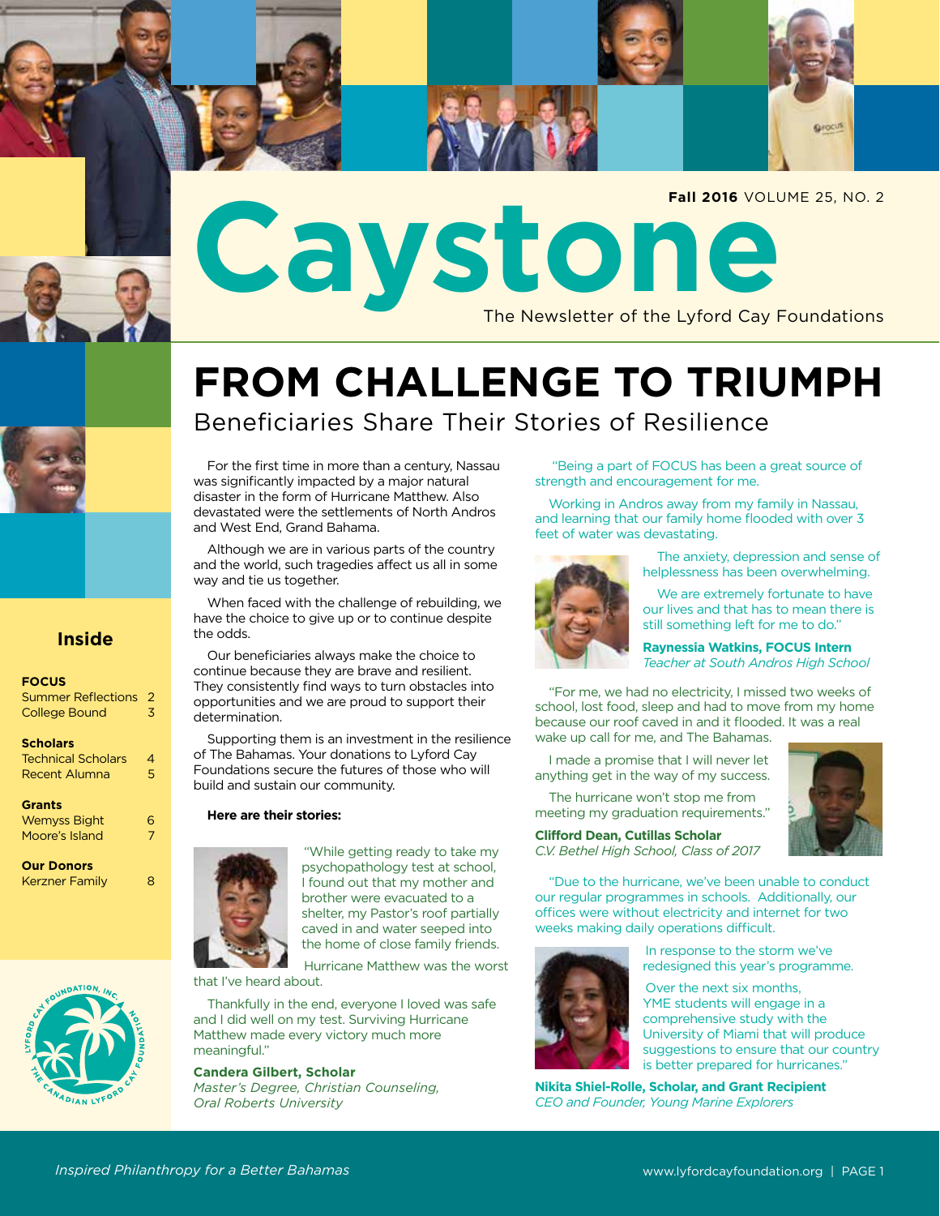**Fall 2016** VOLUME 25, NO. 2

# Caystone

The Newsletter of the Lyford Cay Foundations

## Inside

**FOCUS**
Summer Reflections 2
College Bound 3

**Scholars**
Technical Scholars 4
Recent Alumna 5

**Grants**
Wemyss Bight 6
Moore's Island 7

**Our Donors**
Kerzner Family 8

# FROM CHALLENGE TO TRIUMPH

## Beneficiaries Share Their Stories of Resilience

For the first time in more than a century, Nassau was significantly impacted by a major natural disaster in the form of Hurricane Matthew. Also devastated were the settlements of North Andros and West End, Grand Bahama.

Although we are in various parts of the country and the world, such tragedies affect us all in some way and tie us together.

When faced with the challenge of rebuilding, we have the choice to give up or to continue despite the odds.

Our beneficiaries always make the choice to continue because they are brave and resilient. They consistently find ways to turn obstacles into opportunities and we are proud to support their determination.

Supporting them is an investment in the resilience of The Bahamas. Your donations to Lyford Cay Foundations secure the futures of those who will build and sustain our community.

**Here are their stories:**

"While getting ready to take my psychopathology test at school, I found out that my mother and brother were evacuated to a shelter, my Pastor's roof partially caved in and water seeped into the home of close family friends.

Hurricane Matthew was the worst that I've heard about.

Thankfully in the end, everyone I loved was safe and I did well on my test. Surviving Hurricane Matthew made every victory much more meaningful."

**Candera Gilbert, Scholar**
*Master's Degree, Christian Counseling, Oral Roberts University*

"Being a part of FOCUS has been a great source of strength and encouragement for me.

Working in Andros away from my family in Nassau, and learning that our family home flooded with over 3 feet of water was devastating.

The anxiety, depression and sense of helplessness has been overwhelming.

We are extremely fortunate to have our lives and that has to mean there is still something left for me to do."

**Raynessia Watkins, FOCUS Intern**
*Teacher at South Andros High School*

"For me, we had no electricity, I missed two weeks of school, lost food, sleep and had to move from my home because our roof caved in and it flooded. It was a real wake up call for me, and The Bahamas.

I made a promise that I will never let anything get in the way of my success.

The hurricane won't stop me from meeting my graduation requirements."

**Clifford Dean, Cutillas Scholar**
*C.V. Bethel High School, Class of 2017*

"Due to the hurricane, we've been unable to conduct our regular programmes in schools. Additionally, our offices were without electricity and internet for two weeks making daily operations difficult.

In response to the storm we've redesigned this year's programme.

Over the next six months, YME students will engage in a comprehensive study with the University of Miami that will produce suggestions to ensure that our country is better prepared for hurricanes."

**Nikita Shiel-Rolle, Scholar, and Grant Recipient**
*CEO and Founder, Young Marine Explorers*

*Inspired Philanthropy for a Better Bahamas*

www.lyfordcayfoundation.org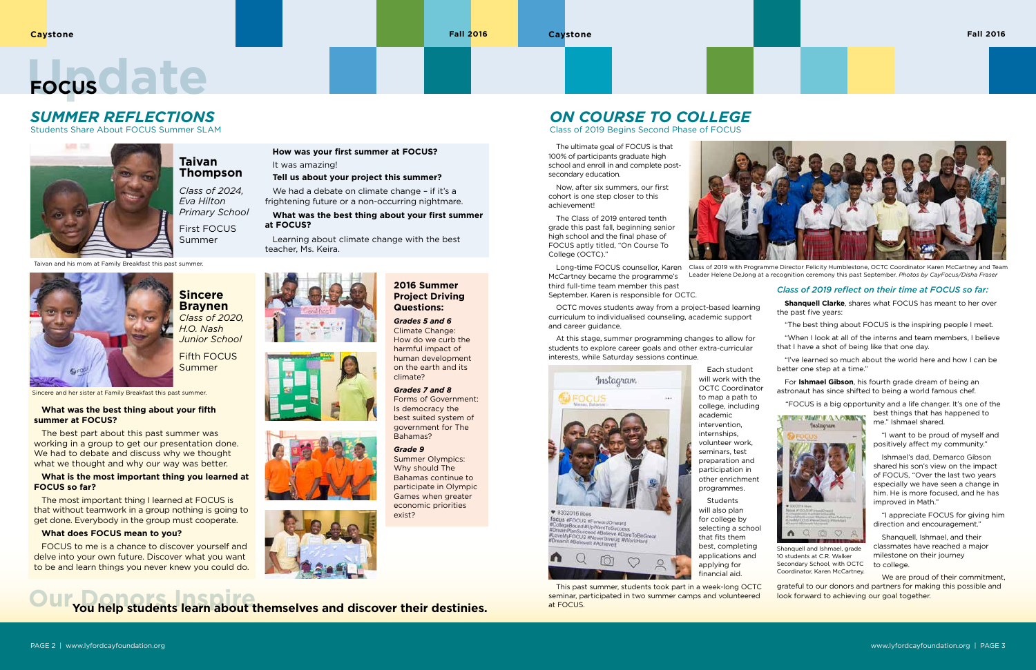# FOCUS Update

## *SUMMER REFLECTIONS*

Students Share About FOCUS Summer SLAM

### Taivan Thompson

*Class of 2024, Eva Hilton Primary School*

First FOCUS Summer

Taivan and his mom at Family Breakfast this past summer.

**How was your first summer at FOCUS?**

It was amazing!

**Tell us about your project this summer?**

We had a debate on climate change – if it's a frightening future or a non-occurring nightmare.

**What was the best thing about your first summer at FOCUS?**

Learning about climate change with the best teacher, Ms. Keira.

### Sincere Braynen

*Class of 2020, H.O. Nash Junior School*

Fifth FOCUS Summer

Sincere and her sister at Family Breakfast this past summer.

**What was the best thing about your fifth summer at FOCUS?**

The best part about this past summer was working in a group to get our presentation done. We had to debate and discuss why we thought what we thought and why our way was better.

**What is the most important thing you learned at FOCUS so far?**

The most important thing I learned at FOCUS is that without teamwork in a group nothing is going to get done. Everybody in the group must cooperate.

**What does FOCUS mean to you?**

FOCUS to me is a chance to discover yourself and delve into your own future. Discover what you want to be and learn things you never knew you could do.

### 2016 Summer Project Driving Questions:

***Grades 5 and 6***
Climate Change: How do we curb the harmful impact of human development on the earth and its climate?

***Grades 7 and 8***
Forms of Government: Is democracy the best suited system of government for The Bahamas?

***Grade 9***
Summer Olympics: Why should The Bahamas continue to participate in Olympic Games when greater economic priorities exist?

**Our Donors Inspire**

**You help students learn about themselves and discover their destinies.**

## *ON COURSE TO COLLEGE*

Class of 2019 Begins Second Phase of FOCUS

The ultimate goal of FOCUS is that 100% of participants graduate high school and enroll in and complete post-secondary education.

Now, after six summers, our first cohort is one step closer to this achievement!

The Class of 2019 entered tenth grade this past fall, beginning senior high school and the final phase of FOCUS aptly titled, "On Course To College (OCTC)."

Long-time FOCUS counsellor, Karen McCartney became the programme's third full-time team member this past September. Karen is responsible for OCTC.

Class of 2019 with Programme Director Felicity Humblestone, OCTC Coordinator Karen McCartney and Team Leader Helene DeJong at a recognition ceremony this past September. *Photos by CayFocus/Disha Fraser*

OCTC moves students away from a project-based learning curriculum to individualised counseling, academic support and career guidance.

At this stage, summer programming changes to allow for students to explore career goals and other extra-curricular interests, while Saturday sessions continue.

Each student will work with the OCTC Coordinator to map a path to college, including academic intervention, internships, volunteer work, seminars, test preparation and participation in other enrichment programmes.

Students will also plan for college by selecting a school that fits them best, completing applications and applying for financial aid.

This past summer, students took part in a week-long OCTC seminar, participated in two summer camps and volunteered at FOCUS.

### *Class of 2019 reflect on their time at FOCUS so far:*

**Shanquell Clarke**, shares what FOCUS has meant to her over the past five years:

"The best thing about FOCUS is the inspiring people I meet.

"When I look at all of the interns and team members, I believe that I have a shot of being like that one day.

"I've learned so much about the world here and how I can be better one step at a time."

For **Ishmael Gibson**, his fourth grade dream of being an astronaut has since shifted to being a world famous chef.

"FOCUS is a big opportunity and a life changer. It's one of the best things that has happened to me." Ishmael shared.

"I want to be proud of myself and positively affect my community."

Ishmael's dad, Demarco Gibson shared his son's view on the impact of FOCUS, "Over the last two years especially we have seen a change in him. He is more focused, and he has improved in Math."

"I appreciate FOCUS for giving him direction and encouragement."

Shanquell, Ishmael, and their classmates have reached a major milestone on their journey to college.

Shanquell and Ishmael, grade 10 students at C.R. Walker Secondary School, with OCTC Coordinator, Karen McCartney.

We are proud of their commitment, grateful to our donors and partners for making this possible and look forward to achieving our goal together.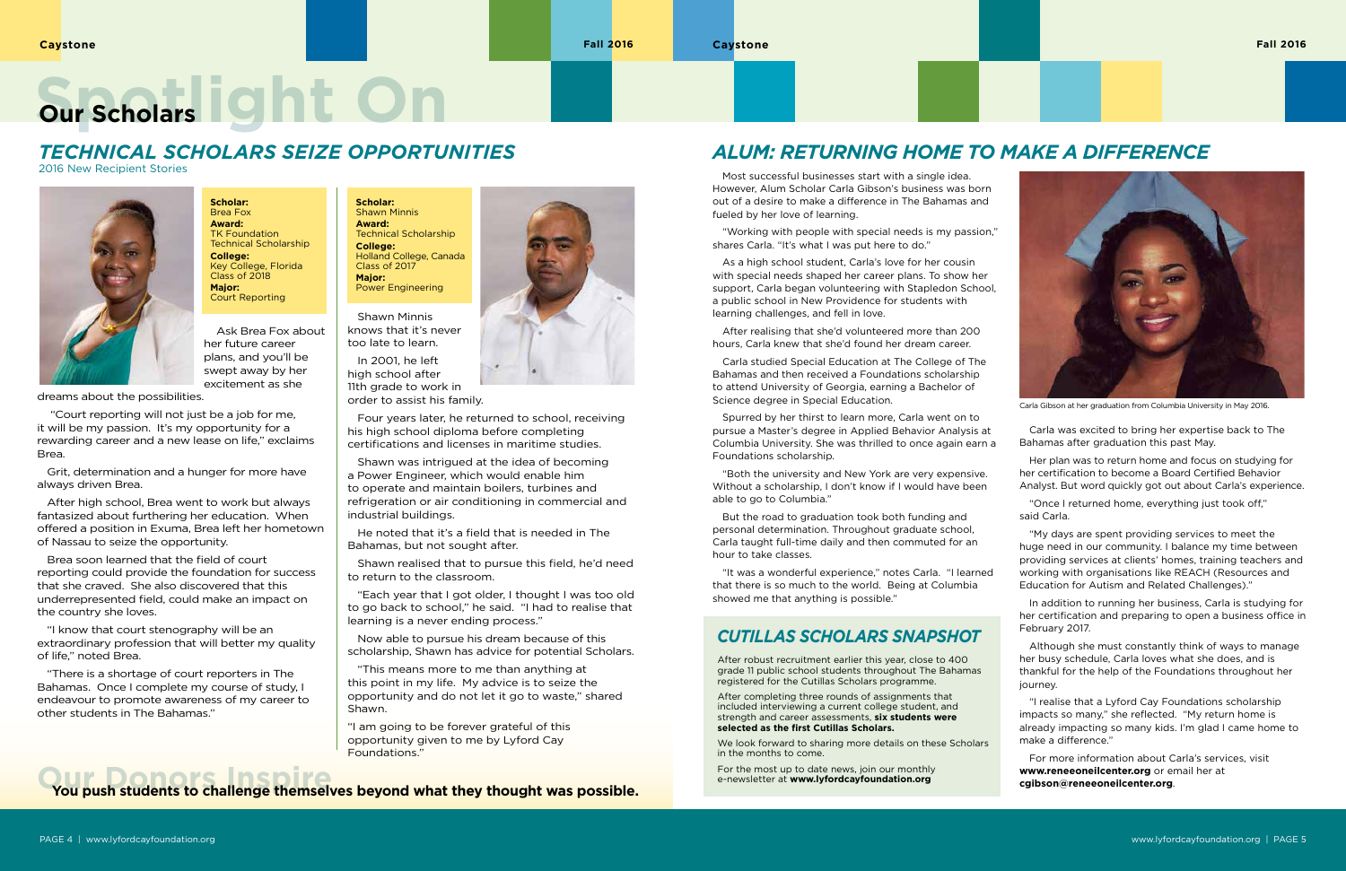# Spotlight On Our Scholars

## *TECHNICAL SCHOLARS SEIZE OPPORTUNITIES*

2016 New Recipient Stories

**Scholar:** Brea Fox
**Award:** TK Foundation Technical Scholarship
**College:** Key College, Florida Class of 2018
**Major:** Court Reporting

Ask Brea Fox about her future career plans, and you'll be swept away by her excitement as she dreams about the possibilities.

"Court reporting will not just be a job for me, it will be my passion. It's my opportunity for a rewarding career and a new lease on life," exclaims Brea.

Grit, determination and a hunger for more have always driven Brea.

After high school, Brea went to work but always fantasized about furthering her education. When offered a position in Exuma, Brea left her hometown of Nassau to seize the opportunity.

Brea soon learned that the field of court reporting could provide the foundation for success that she craved. She also discovered that this underrepresented field, could make an impact on the country she loves.

"I know that court stenography will be an extraordinary profession that will better my quality of life," noted Brea.

"There is a shortage of court reporters in The Bahamas. Once I complete my course of study, I endeavour to promote awareness of my career to other students in The Bahamas."

**Scholar:** Shawn Minnis
**Award:** Technical Scholarship
**College:** Holland College, Canada Class of 2017
**Major:** Power Engineering

Shawn Minnis knows that it's never too late to learn.

In 2001, he left high school after 11th grade to work in order to assist his family.

Four years later, he returned to school, receiving his high school diploma before completing certifications and licenses in maritime studies.

Shawn was intrigued at the idea of becoming a Power Engineer, which would enable him to operate and maintain boilers, turbines and refrigeration or air conditioning in commercial and industrial buildings.

He noted that it's a field that is needed in The Bahamas, but not sought after.

Shawn realised that to pursue this field, he'd need to return to the classroom.

"Each year that I got older, I thought I was too old to go back to school," he said. "I had to realise that learning is a never ending process."

Now able to pursue his dream because of this scholarship, Shawn has advice for potential Scholars.

"This means more to me than anything at this point in my life. My advice is to seize the opportunity and do not let it go to waste," shared Shawn.

"I am going to be forever grateful of this opportunity given to me by Lyford Cay Foundations."

## Our Donors Inspire

**You push students to challenge themselves beyond what they thought was possible.**

## *ALUM: RETURNING HOME TO MAKE A DIFFERENCE*

Most successful businesses start with a single idea. However, Alum Scholar Carla Gibson's business was born out of a desire to make a difference in The Bahamas and fueled by her love of learning.

"Working with people with special needs is my passion," shares Carla. "It's what I was put here to do."

As a high school student, Carla's love for her cousin with special needs shaped her career plans. To show her support, Carla began volunteering with Stapledon School, a public school in New Providence for students with learning challenges, and fell in love.

After realising that she'd volunteered more than 200 hours, Carla knew that she'd found her dream career.

Carla studied Special Education at The College of The Bahamas and then received a Foundations scholarship to attend University of Georgia, earning a Bachelor of Science degree in Special Education.

Spurred by her thirst to learn more, Carla went on to pursue a Master's degree in Applied Behavior Analysis at Columbia University. She was thrilled to once again earn a Foundations scholarship.

"Both the university and New York are very expensive. Without a scholarship, I don't know if I would have been able to go to Columbia."

But the road to graduation took both funding and personal determination. Throughout graduate school, Carla taught full-time daily and then commuted for an hour to take classes.

"It was a wonderful experience," notes Carla. "I learned that there is so much to the world. Being at Columbia showed me that anything is possible."

Carla Gibson at her graduation from Columbia University in May 2016.

Carla was excited to bring her expertise back to The Bahamas after graduation this past May.

Her plan was to return home and focus on studying for her certification to become a Board Certified Behavior Analyst. But word quickly got out about Carla's experience.

"Once I returned home, everything just took off," said Carla.

"My days are spent providing services to meet the huge need in our community. I balance my time between providing services at clients' homes, training teachers and working with organisations like REACH (Resources and Education for Autism and Related Challenges)."

In addition to running her business, Carla is studying for her certification and preparing to open a business office in February 2017.

Although she must constantly think of ways to manage her busy schedule, Carla loves what she does, and is thankful for the help of the Foundations throughout her journey.

"I realise that a Lyford Cay Foundations scholarship impacts so many," she reflected. "My return home is already impacting so many kids. I'm glad I came home to make a difference."

For more information about Carla's services, visit **www.reneeoneilcenter.org** or email her at **cgibson@reneeoneilcenter.org**.

### *CUTILLAS SCHOLARS SNAPSHOT*

After robust recruitment earlier this year, close to 400 grade 11 public school students throughout The Bahamas registered for the Cutillas Scholars programme.

After completing three rounds of assignments that included interviewing a current college student, and strength and career assessments, **six students were selected as the first Cutillas Scholars.**

We look forward to sharing more details on these Scholars in the months to come.

For the most up to date news, join our monthly e-newsletter at **www.lyfordcayfoundation.org**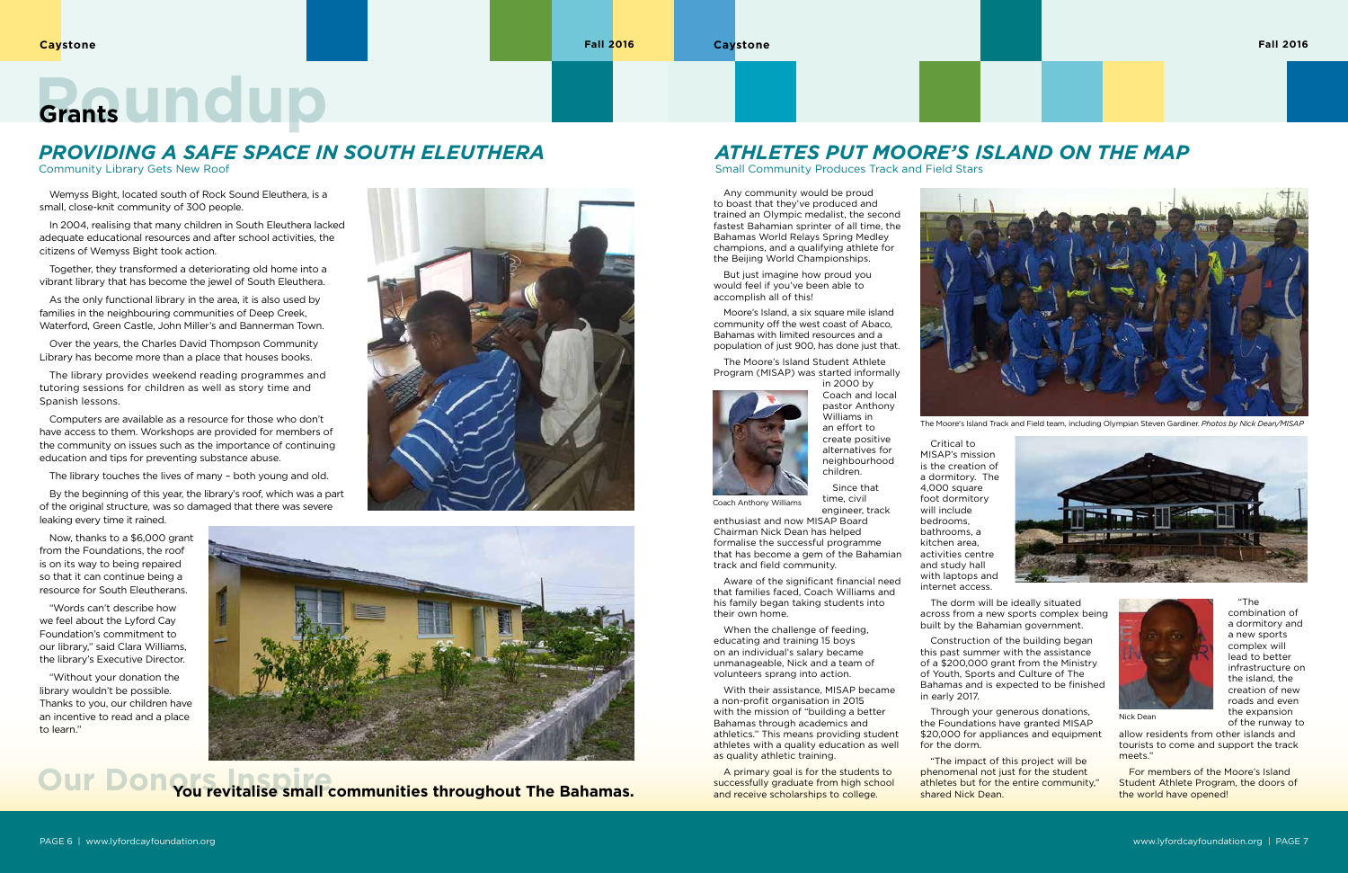# Grants Roundup

## *PROVIDING A SAFE SPACE IN SOUTH ELEUTHERA*

### Community Library Gets New Roof

Wemyss Bight, located south of Rock Sound Eleuthera, is a small, close-knit community of 300 people.

In 2004, realising that many children in South Eleuthera lacked adequate educational resources and after school activities, the citizens of Wemyss Bight took action.

Together, they transformed a deteriorating old home into a vibrant library that has become the jewel of South Eleuthera.

As the only functional library in the area, it is also used by families in the neighbouring communities of Deep Creek, Waterford, Green Castle, John Miller's and Bannerman Town.

Over the years, the Charles David Thompson Community Library has become more than a place that houses books.

The library provides weekend reading programmes and tutoring sessions for children as well as story time and Spanish lessons.

Computers are available as a resource for those who don't have access to them. Workshops are provided for members of the community on issues such as the importance of continuing education and tips for preventing substance abuse.

The library touches the lives of many – both young and old.

By the beginning of this year, the library's roof, which was a part of the original structure, was so damaged that there was severe leaking every time it rained.

Now, thanks to a $6,000 grant from the Foundations, the roof is on its way to being repaired so that it can continue being a resource for South Eleutherans.

"Words can't describe how we feel about the Lyford Cay Foundation's commitment to our library," said Clara Williams, the library's Executive Director.

"Without your donation the library wouldn't be possible. Thanks to you, our children have an incentive to read and a place to learn."

**Our Donors Inspire** **You revitalise small communities throughout The Bahamas.**

## *ATHLETES PUT MOORE'S ISLAND ON THE MAP*

### Small Community Produces Track and Field Stars

Any community would be proud to boast that they've produced and trained an Olympic medalist, the second fastest Bahamian sprinter of all time, the Bahamas World Relays Spring Medley champions, and a qualifying athlete for the Beijing World Championships.

But just imagine how proud you would feel if you've been able to accomplish all of this!

Moore's Island, a six square mile island community off the west coast of Abaco, Bahamas with limited resources and a population of just 900, has done just that.

The Moore's Island Student Athlete Program (MISAP) was started informally in 2000 by Coach and local pastor Anthony Williams in an effort to create positive alternatives for neighbourhood children.

Coach Anthony Williams

Since that time, civil engineer, track enthusiast and now MISAP Board Chairman Nick Dean has helped formalise the successful programme that has become a gem of the Bahamian track and field community.

Aware of the significant financial need that families faced, Coach Williams and his family began taking students into their own home.

When the challenge of feeding, educating and training 15 boys on an individual's salary became unmanageable, Nick and a team of volunteers sprang into action.

With their assistance, MISAP became a non-profit organisation in 2015 with the mission of "building a better Bahamas through academics and athletics." This means providing student athletes with a quality education as well as quality athletic training.

A primary goal is for the students to successfully graduate from high school and receive scholarships to college.

The Moore's Island Track and Field team, including Olympian Steven Gardiner. *Photos by Nick Dean/MISAP*

Critical to MISAP's mission is the creation of a dormitory. The 4,000 square foot dormitory will include bedrooms, bathrooms, a kitchen area, activities centre and study hall with laptops and internet access.

The dorm will be ideally situated across from a new sports complex being built by the Bahamian government.

Construction of the building began this past summer with the assistance of a $200,000 grant from the Ministry of Youth, Sports and Culture of The Bahamas and is expected to be finished in early 2017.

Through your generous donations, the Foundations have granted MISAP $20,000 for appliances and equipment for the dorm.

"The impact of this project will be phenomenal not just for the student athletes but for the entire community," shared Nick Dean.

Nick Dean

"The combination of a dormitory and a new sports complex will lead to better infrastructure on the island, the creation of new roads and even the expansion of the runway to allow residents from other islands and tourists to come and support the track meets."

For members of the Moore's Island Student Athlete Program, the doors of the world have opened!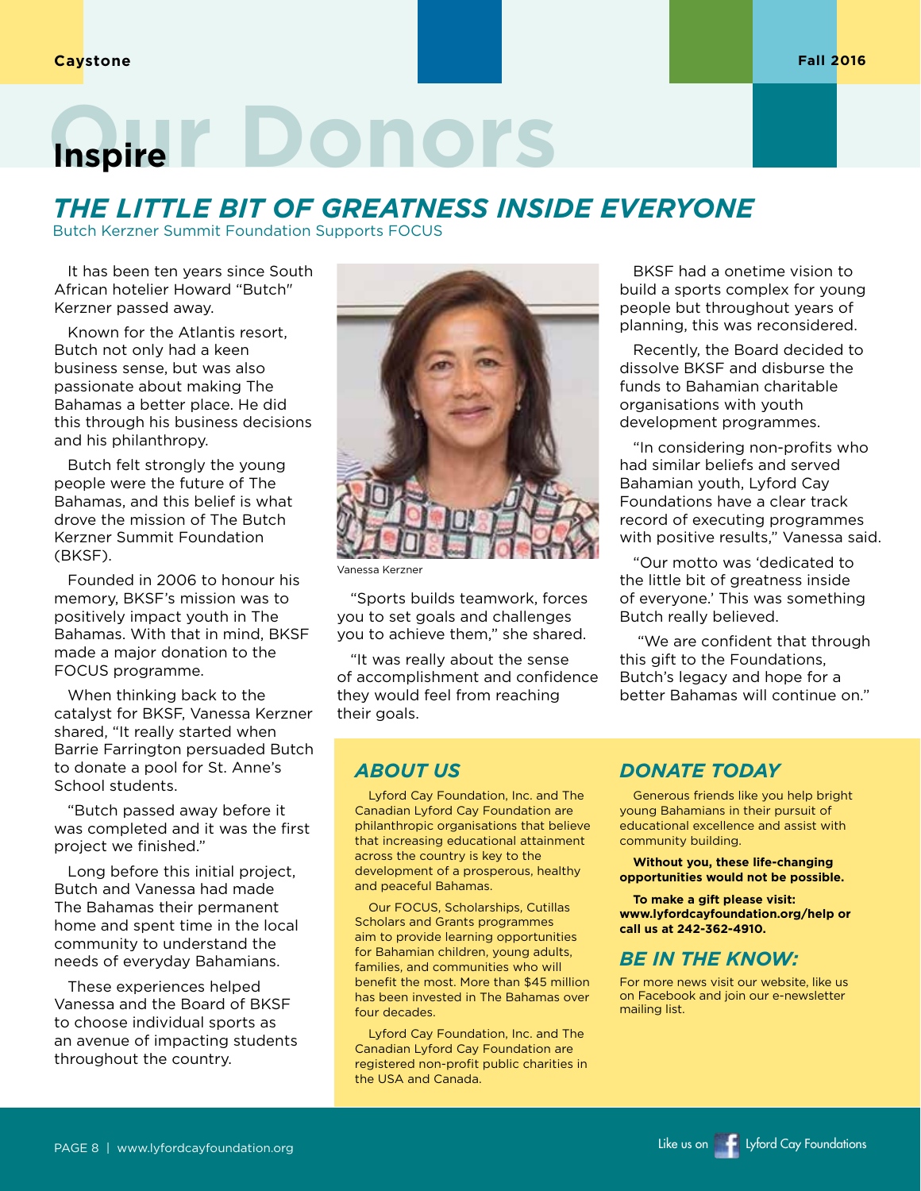# Our Donors Inspire

## THE LITTLE BIT OF GREATNESS INSIDE EVERYONE

Butch Kerzner Summit Foundation Supports FOCUS

It has been ten years since South African hotelier Howard "Butch" Kerzner passed away.

Known for the Atlantis resort, Butch not only had a keen business sense, but was also passionate about making The Bahamas a better place. He did this through his business decisions and his philanthropy.

Butch felt strongly the young people were the future of The Bahamas, and this belief is what drove the mission of The Butch Kerzner Summit Foundation (BKSF).

Founded in 2006 to honour his memory, BKSF's mission was to positively impact youth in The Bahamas. With that in mind, BKSF made a major donation to the FOCUS programme.

When thinking back to the catalyst for BKSF, Vanessa Kerzner shared, "It really started when Barrie Farrington persuaded Butch to donate a pool for St. Anne's School students.

"Butch passed away before it was completed and it was the first project we finished."

Long before this initial project, Butch and Vanessa had made The Bahamas their permanent home and spent time in the local community to understand the needs of everyday Bahamians.

These experiences helped Vanessa and the Board of BKSF to choose individual sports as an avenue of impacting students throughout the country.

Vanessa Kerzner

"Sports builds teamwork, forces you to set goals and challenges you to achieve them," she shared.

"It was really about the sense of accomplishment and confidence they would feel from reaching their goals.

BKSF had a onetime vision to build a sports complex for young people but throughout years of planning, this was reconsidered.

Recently, the Board decided to dissolve BKSF and disburse the funds to Bahamian charitable organisations with youth development programmes.

"In considering non-profits who had similar beliefs and served Bahamian youth, Lyford Cay Foundations have a clear track record of executing programmes with positive results," Vanessa said.

"Our motto was 'dedicated to the little bit of greatness inside of everyone.' This was something Butch really believed.

"We are confident that through this gift to the Foundations, Butch's legacy and hope for a better Bahamas will continue on."

### ABOUT US

Lyford Cay Foundation, Inc. and The Canadian Lyford Cay Foundation are philanthropic organisations that believe that increasing educational attainment across the country is key to the development of a prosperous, healthy and peaceful Bahamas.

Our FOCUS, Scholarships, Cutillas Scholars and Grants programmes aim to provide learning opportunities for Bahamian children, young adults, families, and communities who will benefit the most. More than $45 million has been invested in The Bahamas over four decades.

Lyford Cay Foundation, Inc. and The Canadian Lyford Cay Foundation are registered non-profit public charities in the USA and Canada.

### DONATE TODAY

Generous friends like you help bright young Bahamians in their pursuit of educational excellence and assist with community building.

**Without you, these life-changing opportunities would not be possible.**

**To make a gift please visit: www.lyfordcayfoundation.org/help or call us at 242-362-4910.**

### BE IN THE KNOW:

For more news visit our website, like us on Facebook and join our e-newsletter mailing list.

Like us on Lyford Cay Foundations